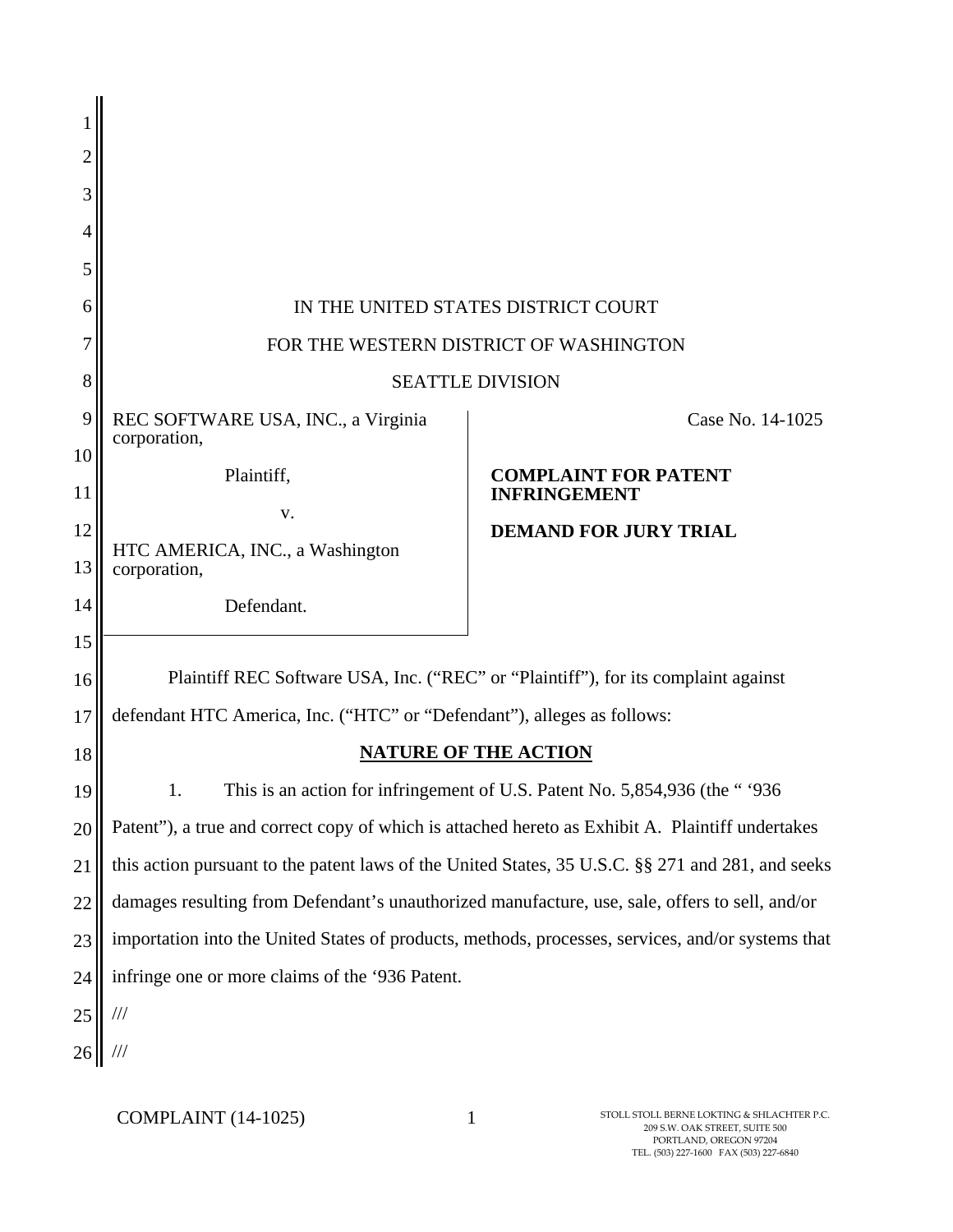IN THE UNITED STATES DISTRICT COURT

FOR THE WESTERN DISTRICT OF WASHINGTON

SEATTLE DIVISION

| | |
|---|---|
| REC SOFTWARE USA, INC., a Virginia corporation,<br><br>Plaintiff,<br><br>v.<br><br>HTC AMERICA, INC., a Washington corporation,<br><br>Defendant. | Case No. 14-1025<br><br>**COMPLAINT FOR PATENT INFRINGEMENT**<br><br>**DEMAND FOR JURY TRIAL** |

Plaintiff REC Software USA, Inc. ("REC" or "Plaintiff"), for its complaint against defendant HTC America, Inc. ("HTC" or "Defendant"), alleges as follows:

## NATURE OF THE ACTION

1. This is an action for infringement of U.S. Patent No. 5,854,936 (the " '936 Patent"), a true and correct copy of which is attached hereto as Exhibit A. Plaintiff undertakes this action pursuant to the patent laws of the United States, 35 U.S.C. §§ 271 and 281, and seeks damages resulting from Defendant's unauthorized manufacture, use, sale, offers to sell, and/or importation into the United States of products, methods, processes, services, and/or systems that infringe one or more claims of the '936 Patent.

///

///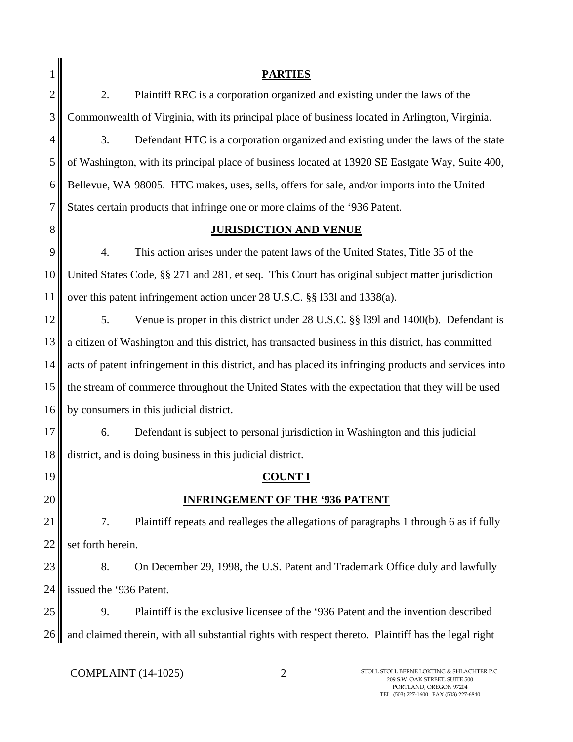## PARTIES

2. Plaintiff REC is a corporation organized and existing under the laws of the Commonwealth of Virginia, with its principal place of business located in Arlington, Virginia.

3. Defendant HTC is a corporation organized and existing under the laws of the state of Washington, with its principal place of business located at 13920 SE Eastgate Way, Suite 400, Bellevue, WA 98005. HTC makes, uses, sells, offers for sale, and/or imports into the United States certain products that infringe one or more claims of the '936 Patent.

## JURISDICTION AND VENUE

4. This action arises under the patent laws of the United States, Title 35 of the United States Code, §§ 271 and 281, et seq. This Court has original subject matter jurisdiction over this patent infringement action under 28 U.S.C. §§ l33l and 1338(a).

5. Venue is proper in this district under 28 U.S.C. §§ l39l and 1400(b). Defendant is a citizen of Washington and this district, has transacted business in this district, has committed acts of patent infringement in this district, and has placed its infringing products and services into the stream of commerce throughout the United States with the expectation that they will be used by consumers in this judicial district.

6. Defendant is subject to personal jurisdiction in Washington and this judicial district, and is doing business in this judicial district.

## COUNT I

## INFRINGEMENT OF THE '936 PATENT

7. Plaintiff repeats and realleges the allegations of paragraphs 1 through 6 as if fully set forth herein.

8. On December 29, 1998, the U.S. Patent and Trademark Office duly and lawfully issued the '936 Patent.

9. Plaintiff is the exclusive licensee of the '936 Patent and the invention described and claimed therein, with all substantial rights with respect thereto. Plaintiff has the legal right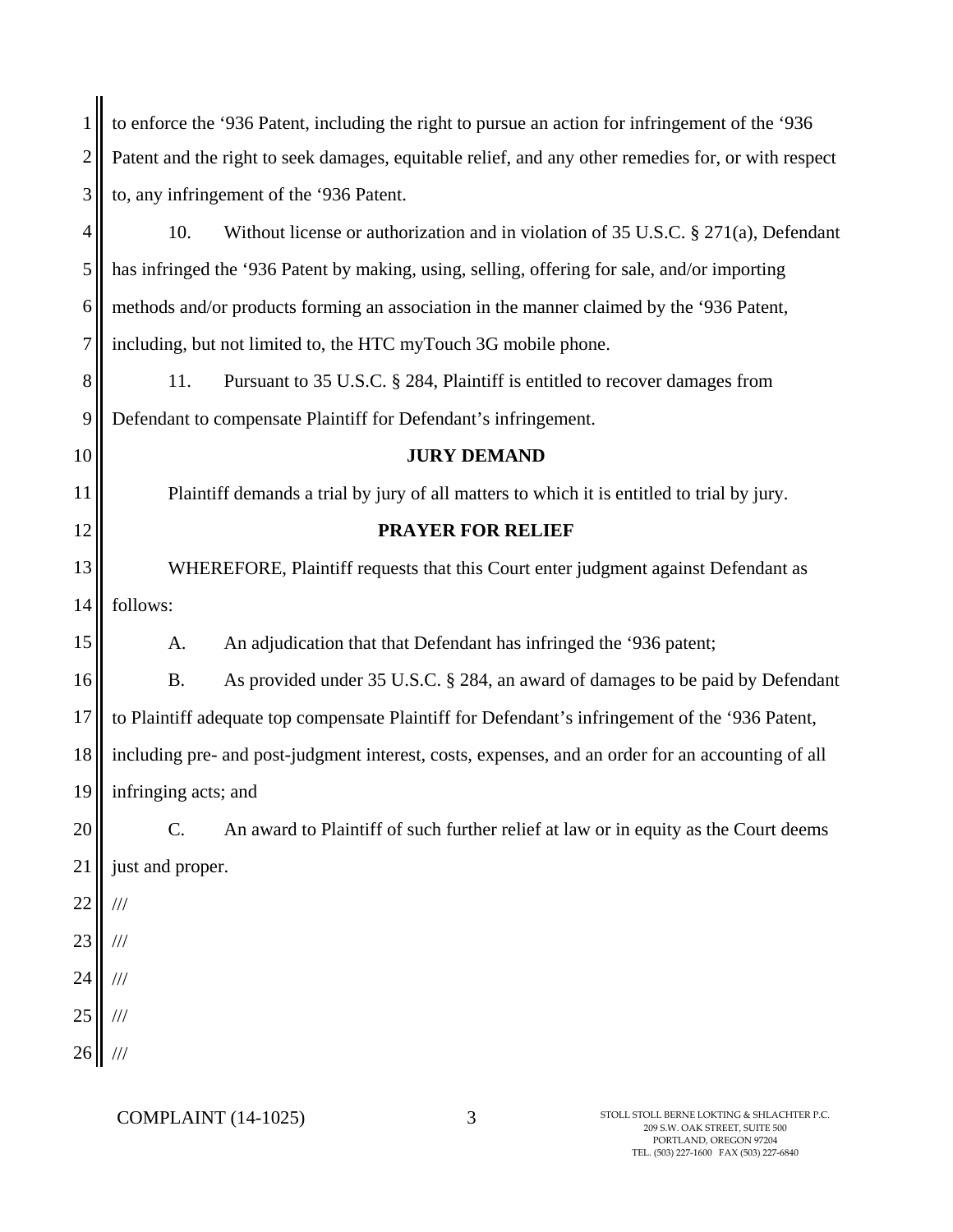to enforce the '936 Patent, including the right to pursue an action for infringement of the '936 Patent and the right to seek damages, equitable relief, and any other remedies for, or with respect to, any infringement of the '936 Patent.

10. Without license or authorization and in violation of 35 U.S.C. § 271(a), Defendant has infringed the '936 Patent by making, using, selling, offering for sale, and/or importing methods and/or products forming an association in the manner claimed by the '936 Patent, including, but not limited to, the HTC myTouch 3G mobile phone.

11. Pursuant to 35 U.S.C. § 284, Plaintiff is entitled to recover damages from Defendant to compensate Plaintiff for Defendant's infringement.

**JURY DEMAND**

Plaintiff demands a trial by jury of all matters to which it is entitled to trial by jury.

**PRAYER FOR RELIEF**

WHEREFORE, Plaintiff requests that this Court enter judgment against Defendant as follows:

A. An adjudication that that Defendant has infringed the '936 patent;

B. As provided under 35 U.S.C. § 284, an award of damages to be paid by Defendant to Plaintiff adequate top compensate Plaintiff for Defendant's infringement of the '936 Patent, including pre- and post-judgment interest, costs, expenses, and an order for an accounting of all infringing acts; and

C. An award to Plaintiff of such further relief at law or in equity as the Court deems just and proper.

///

///

///

///

///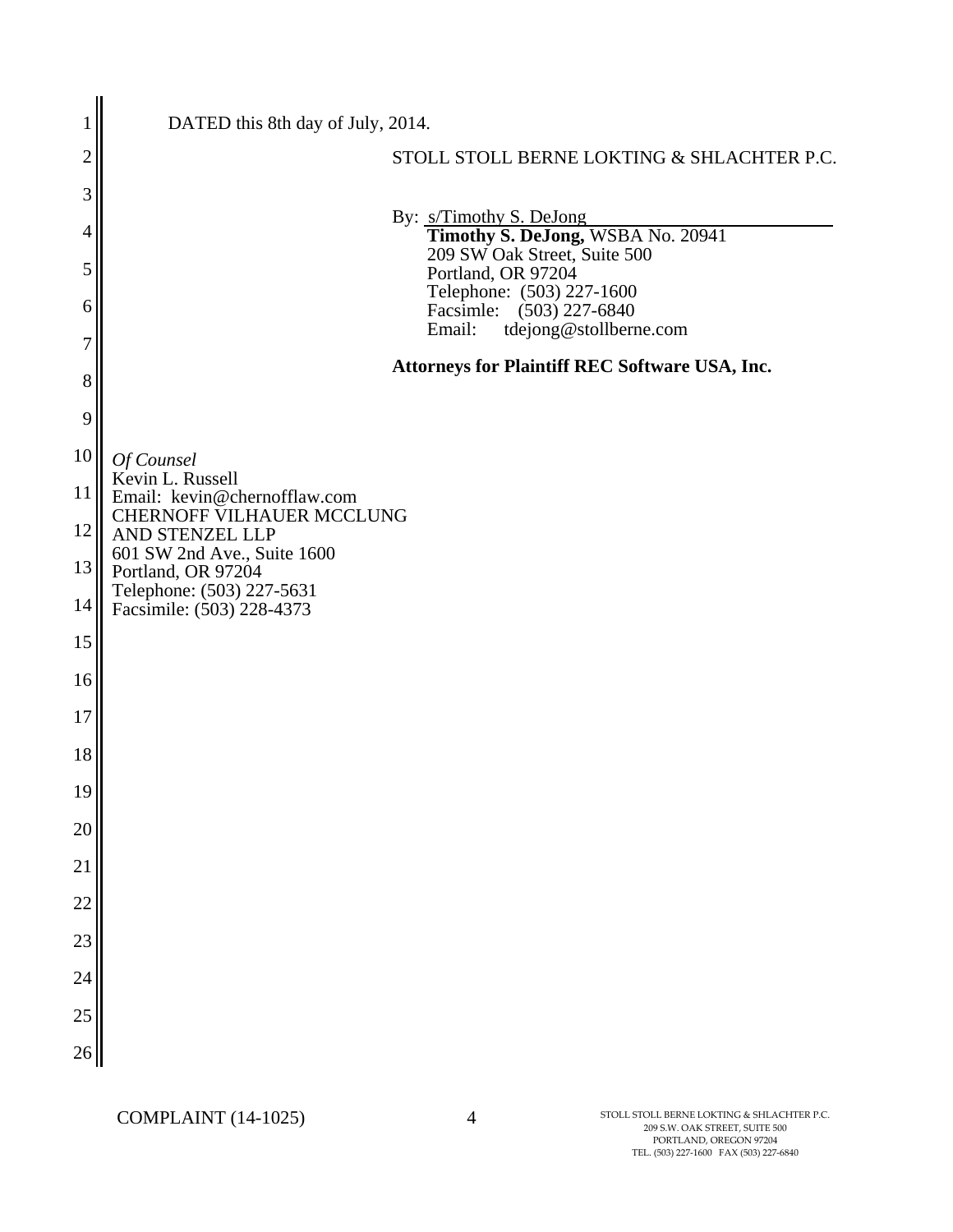DATED this 8th day of July, 2014.

STOLL STOLL BERNE LOKTING & SHLACHTER P.C.

By: s/Timothy S. DeJong
**Timothy S. DeJong,** WSBA No. 20941
209 SW Oak Street, Suite 500
Portland, OR 97204
Telephone: (503) 227-1600
Facsimle: (503) 227-6840
Email: tdejong@stollberne.com

**Attorneys for Plaintiff REC Software USA, Inc.**

*Of Counsel*
Kevin L. Russell
Email: kevin@chernofflaw.com
CHERNOFF VILHAUER MCCLUNG AND STENZEL LLP
601 SW 2nd Ave., Suite 1600
Portland, OR 97204
Telephone: (503) 227-5631
Facsimile: (503) 228-4373